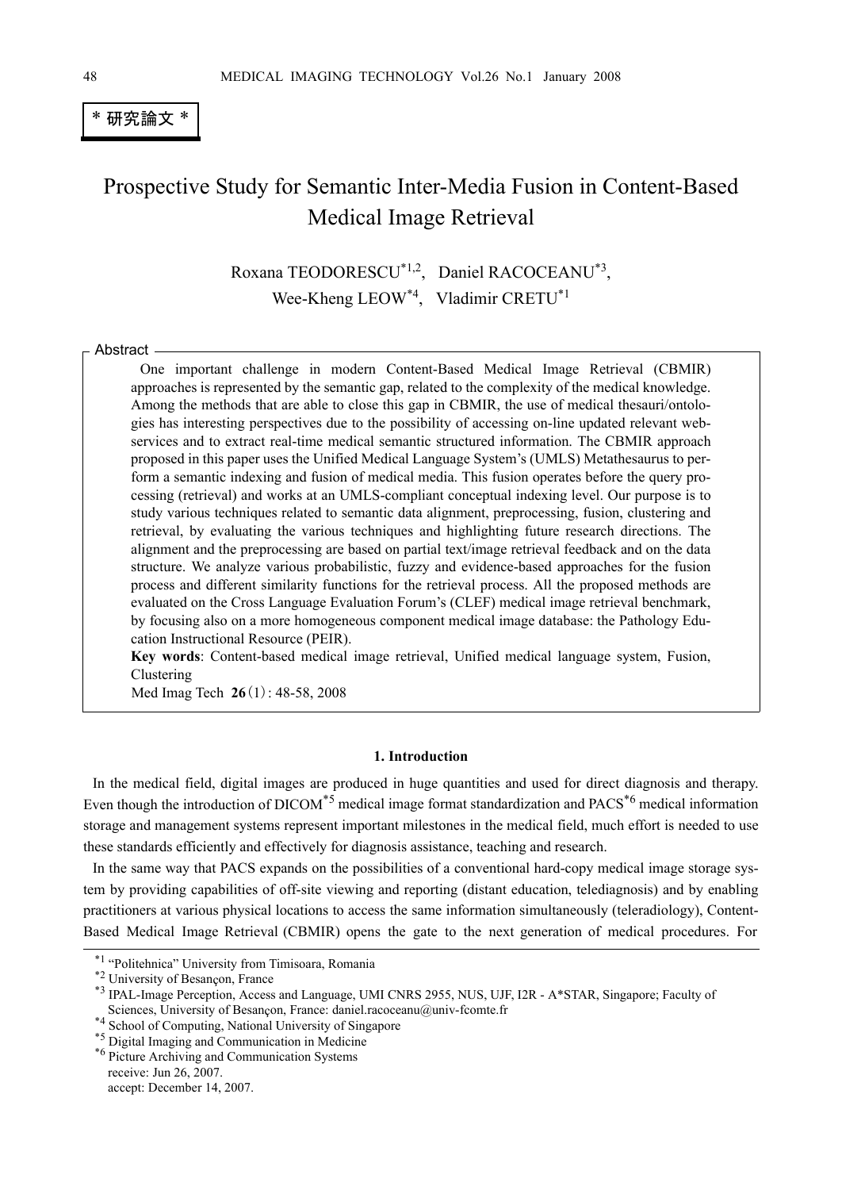＊研究論文＊

# Prospective Study for Semantic Inter-Media Fusion in Content-Based Medical Image Retrieval

Roxana TEODORESCU[*1,2], Daniel RACOCEANU[*3], Wee-Kheng LEOW[*4], Vladimir CRETU[*1]

## Abstract

One important challenge in modern Content-Based Medical Image Retrieval (CBMIR) approaches is represented by the semantic gap, related to the complexity of the medical knowledge. Among the methods that are able to close this gap in CBMIR, the use of medical thesauri/ontologies has interesting perspectives due to the possibility of accessing on-line updated relevant web-services and to extract real-time medical semantic structured information. The CBMIR approach proposed in this paper uses the Unified Medical Language System's (UMLS) Metathesaurus to perform a semantic indexing and fusion of medical media. This fusion operates before the query processing (retrieval) and works at an UMLS-compliant conceptual indexing level. Our purpose is to study various techniques related to semantic data alignment, preprocessing, fusion, clustering and retrieval, by evaluating the various techniques and highlighting future research directions. The alignment and the preprocessing are based on partial text/image retrieval feedback and on the data structure. We analyze various probabilistic, fuzzy and evidence-based approaches for the fusion process and different similarity functions for the retrieval process. All the proposed methods are evaluated on the Cross Language Evaluation Forum's (CLEF) medical image retrieval benchmark, by focusing also on a more homogeneous component medical image database: the Pathology Education Instructional Resource (PEIR).

**Key words**: Content-based medical image retrieval, Unified medical language system, Fusion, Clustering

Med Imag Tech **26**(1): 48-58, 2008

## 1. Introduction

In the medical field, digital images are produced in huge quantities and used for direct diagnosis and therapy. Even though the introduction of DICOM[*5] medical image format standardization and PACS[*6] medical information storage and management systems represent important milestones in the medical field, much effort is needed to use these standards efficiently and effectively for diagnosis assistance, teaching and research.

In the same way that PACS expands on the possibilities of a conventional hard-copy medical image storage system by providing capabilities of off-site viewing and reporting (distant education, telediagnosis) and by enabling practitioners at various physical locations to access the same information simultaneously (teleradiology), Content-Based Medical Image Retrieval (CBMIR) opens the gate to the next generation of medical procedures. For

---

[*1] "Politehnica" University from Timisoara, Romania

[*2] University of Besançon, France

[*3] IPAL-Image Perception, Access and Language, UMI CNRS 2955, NUS, UJF, I2R - A*STAR, Singapore; Faculty of Sciences, University of Besançon, France: daniel.racoceanu@univ-fcomte.fr

[*4] School of Computing, National University of Singapore

[*5] Digital Imaging and Communication in Medicine

[*6] Picture Archiving and Communication Systems

receive: Jun 26, 2007.

accept: December 14, 2007.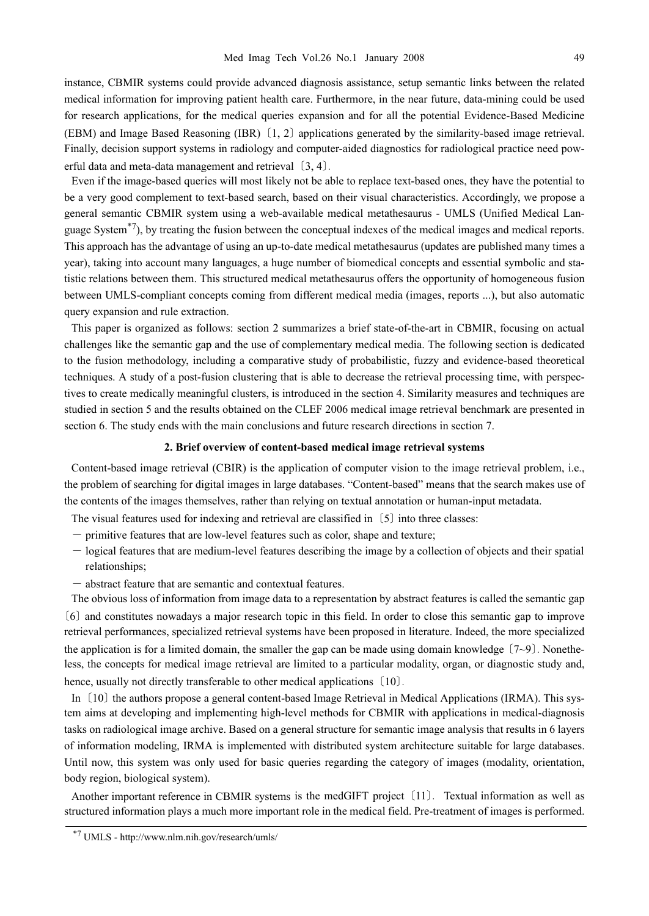instance, CBMIR systems could provide advanced diagnosis assistance, setup semantic links between the related medical information for improving patient health care. Furthermore, in the near future, data-mining could be used for research applications, for the medical queries expansion and for all the potential Evidence-Based Medicine (EBM) and Image Based Reasoning (IBR) [1, 2] applications generated by the similarity-based image retrieval. Finally, decision support systems in radiology and computer-aided diagnostics for radiological practice need powerful data and meta-data management and retrieval [3, 4].

Even if the image-based queries will most likely not be able to replace text-based ones, they have the potential to be a very good complement to text-based search, based on their visual characteristics. Accordingly, we propose a general semantic CBMIR system using a web-available medical metathesaurus - UMLS (Unified Medical Language System[*7]), by treating the fusion between the conceptual indexes of the medical images and medical reports. This approach has the advantage of using an up-to-date medical metathesaurus (updates are published many times a year), taking into account many languages, a huge number of biomedical concepts and essential symbolic and statistic relations between them. This structured medical metathesaurus offers the opportunity of homogeneous fusion between UMLS-compliant concepts coming from different medical media (images, reports ...), but also automatic query expansion and rule extraction.

This paper is organized as follows: section 2 summarizes a brief state-of-the-art in CBMIR, focusing on actual challenges like the semantic gap and the use of complementary medical media. The following section is dedicated to the fusion methodology, including a comparative study of probabilistic, fuzzy and evidence-based theoretical techniques. A study of a post-fusion clustering that is able to decrease the retrieval processing time, with perspectives to create medically meaningful clusters, is introduced in the section 4. Similarity measures and techniques are studied in section 5 and the results obtained on the CLEF 2006 medical image retrieval benchmark are presented in section 6. The study ends with the main conclusions and future research directions in section 7.

## 2. Brief overview of content-based medical image retrieval systems

Content-based image retrieval (CBIR) is the application of computer vision to the image retrieval problem, i.e., the problem of searching for digital images in large databases. "Content-based" means that the search makes use of the contents of the images themselves, rather than relying on textual annotation or human-input metadata.

The visual features used for indexing and retrieval are classified in [5] into three classes:

- primitive features that are low-level features such as color, shape and texture;
- logical features that are medium-level features describing the image by a collection of objects and their spatial relationships;
- abstract feature that are semantic and contextual features.

The obvious loss of information from image data to a representation by abstract features is called the semantic gap [6] and constitutes nowadays a major research topic in this field. In order to close this semantic gap to improve retrieval performances, specialized retrieval systems have been proposed in literature. Indeed, the more specialized the application is for a limited domain, the smaller the gap can be made using domain knowledge [7~9]. Nonetheless, the concepts for medical image retrieval are limited to a particular modality, organ, or diagnostic study and, hence, usually not directly transferable to other medical applications [10].

In [10] the authors propose a general content-based Image Retrieval in Medical Applications (IRMA). This system aims at developing and implementing high-level methods for CBMIR with applications in medical-diagnosis tasks on radiological image archive. Based on a general structure for semantic image analysis that results in 6 layers of information modeling, IRMA is implemented with distributed system architecture suitable for large databases. Until now, this system was only used for basic queries regarding the category of images (modality, orientation, body region, biological system).

Another important reference in CBMIR systems is the medGIFT project [11]. Textual information as well as structured information plays a much more important role in the medical field. Pre-treatment of images is performed.

---

[*7] UMLS - http://www.nlm.nih.gov/research/umls/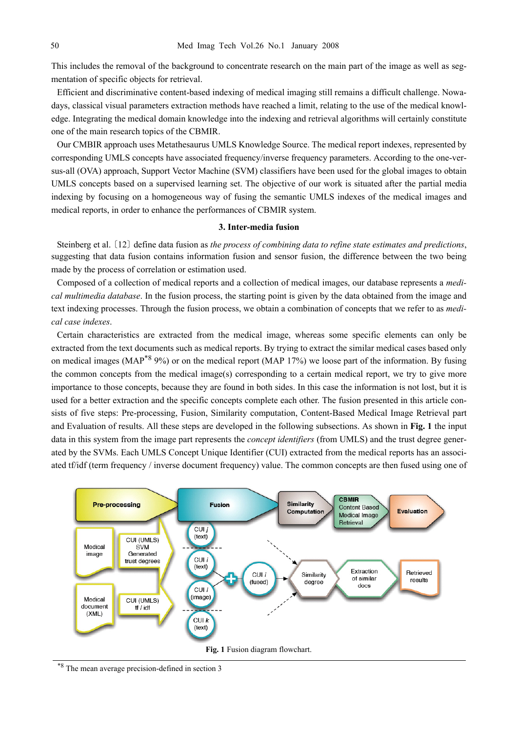This includes the removal of the background to concentrate research on the main part of the image as well as segmentation of specific objects for retrieval.

Efficient and discriminative content-based indexing of medical imaging still remains a difficult challenge. Nowadays, classical visual parameters extraction methods have reached a limit, relating to the use of the medical knowledge. Integrating the medical domain knowledge into the indexing and retrieval algorithms will certainly constitute one of the main research topics of the CBMIR.

Our CMBIR approach uses Metathesaurus UMLS Knowledge Source. The medical report indexes, represented by corresponding UMLS concepts have associated frequency/inverse frequency parameters. According to the one-versus-all (OVA) approach, Support Vector Machine (SVM) classifiers have been used for the global images to obtain UMLS concepts based on a supervised learning set. The objective of our work is situated after the partial media indexing by focusing on a homogeneous way of fusing the semantic UMLS indexes of the medical images and medical reports, in order to enhance the performances of CBMIR system.

## 3. Inter-media fusion

Steinberg et al. [12] define data fusion as *the process of combining data to refine state estimates and predictions*, suggesting that data fusion contains information fusion and sensor fusion, the difference between the two being made by the process of correlation or estimation used.

Composed of a collection of medical reports and a collection of medical images, our database represents a *medical multimedia database*. In the fusion process, the starting point is given by the data obtained from the image and text indexing processes. Through the fusion process, we obtain a combination of concepts that we refer to as *medical case indexes*.

Certain characteristics are extracted from the medical image, whereas some specific elements can only be extracted from the text documents such as medical reports. By trying to extract the similar medical cases based only on medical images (MAP[*8] 9%) or on the medical report (MAP 17%) we loose part of the information. By fusing the common concepts from the medical image(s) corresponding to a certain medical report, we try to give more importance to those concepts, because they are found in both sides. In this case the information is not lost, but it is used for a better extraction and the specific concepts complete each other. The fusion presented in this article consists of five steps: Pre-processing, Fusion, Similarity computation, Content-Based Medical Image Retrieval part and Evaluation of results. All these steps are developed in the following subsections. As shown in **Fig. 1** the input data in this system from the image part represents the *concept identifiers* (from UMLS) and the trust degree generated by the SVMs. Each UMLS Concept Unique Identifier (CUI) extracted from the medical reports has an associated tf/idf (term frequency / inverse document frequency) value. The common concepts are then fused using one of

**Fig. 1** Fusion diagram flowchart.

[*8] The mean average precision-defined in section 3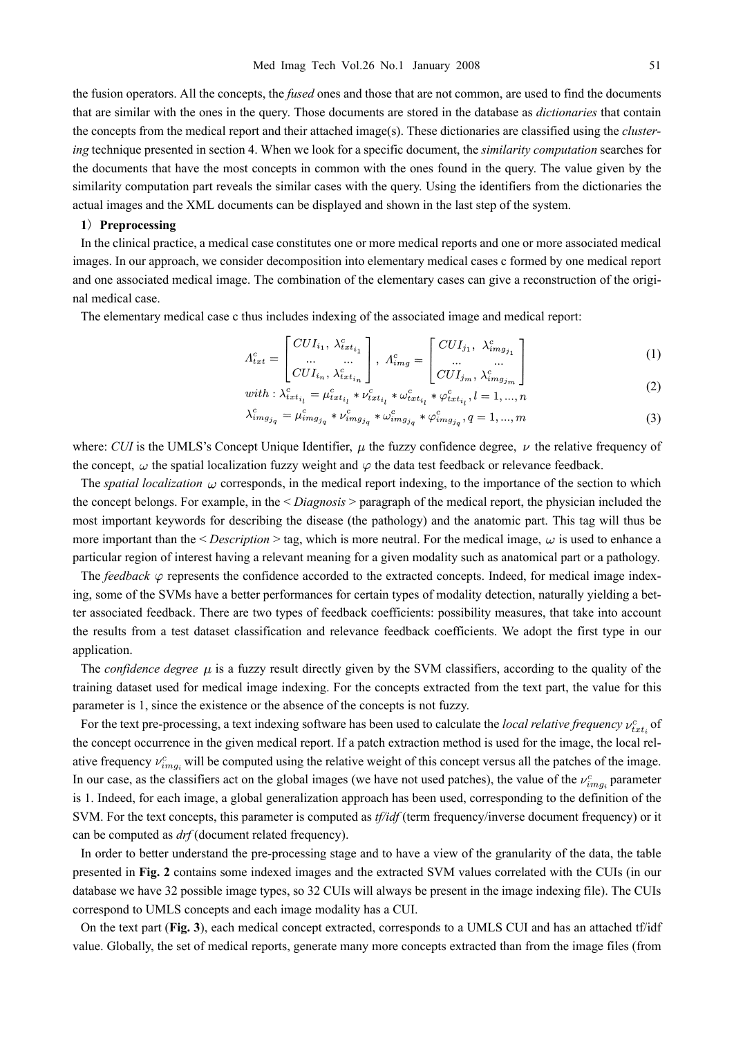the fusion operators. All the concepts, the *fused* ones and those that are not common, are used to find the documents that are similar with the ones in the query. Those documents are stored in the database as *dictionaries* that contain the concepts from the medical report and their attached image(s). These dictionaries are classified using the *clustering* technique presented in section 4. When we look for a specific document, the *similarity computation* searches for the documents that have the most concepts in common with the ones found in the query. The value given by the similarity computation part reveals the similar cases with the query. Using the identifiers from the dictionaries the actual images and the XML documents can be displayed and shown in the last step of the system.

**1）Preprocessing**

In the clinical practice, a medical case constitutes one or more medical reports and one or more associated medical images. In our approach, we consider decomposition into elementary medical cases c formed by one medical report and one associated medical image. The combination of the elementary cases can give a reconstruction of the original medical case.

The elementary medical case c thus includes indexing of the associated image and medical report:

$$\Lambda_{txt}^{c} = \begin{bmatrix} CUI_{i_1},\ \lambda_{txt_{i_1}}^{c} \\ \ldots \quad \ldots \\ CUI_{i_n},\ \lambda_{txt_{i_n}}^{c} \end{bmatrix},\ \Lambda_{img}^{c} = \begin{bmatrix} CUI_{j_1},\ \lambda_{img_{j_1}}^{c} \\ \ldots \quad \ldots \\ CUI_{j_m},\ \lambda_{img_{j_m}}^{c} \end{bmatrix} \tag{1}$$

$$with : \lambda_{txt_{i_l}}^{c} = \mu_{txt_{i_l}}^{c} * \nu_{txt_{i_l}}^{c} * \omega_{txt_{i_l}}^{c} * \varphi_{txt_{i_l}}^{c}, l = 1, ..., n \tag{2}$$

$$\lambda_{img_{j_q}}^{c} = \mu_{img_{j_q}}^{c} * \nu_{img_{j_q}}^{c} * \omega_{img_{j_q}}^{c} * \varphi_{img_{j_q}}^{c}, q = 1, ..., m \tag{3}$$

where: *CUI* is the UMLS's Concept Unique Identifier, $\mu$ the fuzzy confidence degree, $\nu$ the relative frequency of the concept, $\omega$ the spatial localization fuzzy weight and $\varphi$ the data test feedback or relevance feedback.

The *spatial localization* $\omega$ corresponds, in the medical report indexing, to the importance of the section to which the concept belongs. For example, in the < *Diagnosis* > paragraph of the medical report, the physician included the most important keywords for describing the disease (the pathology) and the anatomic part. This tag will thus be more important than the < *Description* > tag, which is more neutral. For the medical image, $\omega$ is used to enhance a particular region of interest having a relevant meaning for a given modality such as anatomical part or a pathology.

The *feedback* $\varphi$ represents the confidence accorded to the extracted concepts. Indeed, for medical image indexing, some of the SVMs have a better performances for certain types of modality detection, naturally yielding a better associated feedback. There are two types of feedback coefficients: possibility measures, that take into account the results from a test dataset classification and relevance feedback coefficients. We adopt the first type in our application.

The *confidence degree* $\mu$ is a fuzzy result directly given by the SVM classifiers, according to the quality of the training dataset used for medical image indexing. For the concepts extracted from the text part, the value for this parameter is 1, since the existence or the absence of the concepts is not fuzzy.

For the text pre-processing, a text indexing software has been used to calculate the *local relative frequency* $\nu_{txt_i}^{c}$ of the concept occurrence in the given medical report. If a patch extraction method is used for the image, the local relative frequency $\nu_{img_i}^{c}$ will be computed using the relative weight of this concept versus all the patches of the image. In our case, as the classifiers act on the global images (we have not used patches), the value of the $\nu_{img_i}^{c}$ parameter is 1. Indeed, for each image, a global generalization approach has been used, corresponding to the definition of the SVM. For the text concepts, this parameter is computed as *tf/idf* (term frequency/inverse document frequency) or it can be computed as *drf* (document related frequency).

In order to better understand the pre-processing stage and to have a view of the granularity of the data, the table presented in **Fig. 2** contains some indexed images and the extracted SVM values correlated with the CUIs (in our database we have 32 possible image types, so 32 CUIs will always be present in the image indexing file). The CUIs correspond to UMLS concepts and each image modality has a CUI.

On the text part (**Fig. 3**), each medical concept extracted, corresponds to a UMLS CUI and has an attached tf/idf value. Globally, the set of medical reports, generate many more concepts extracted than from the image files (from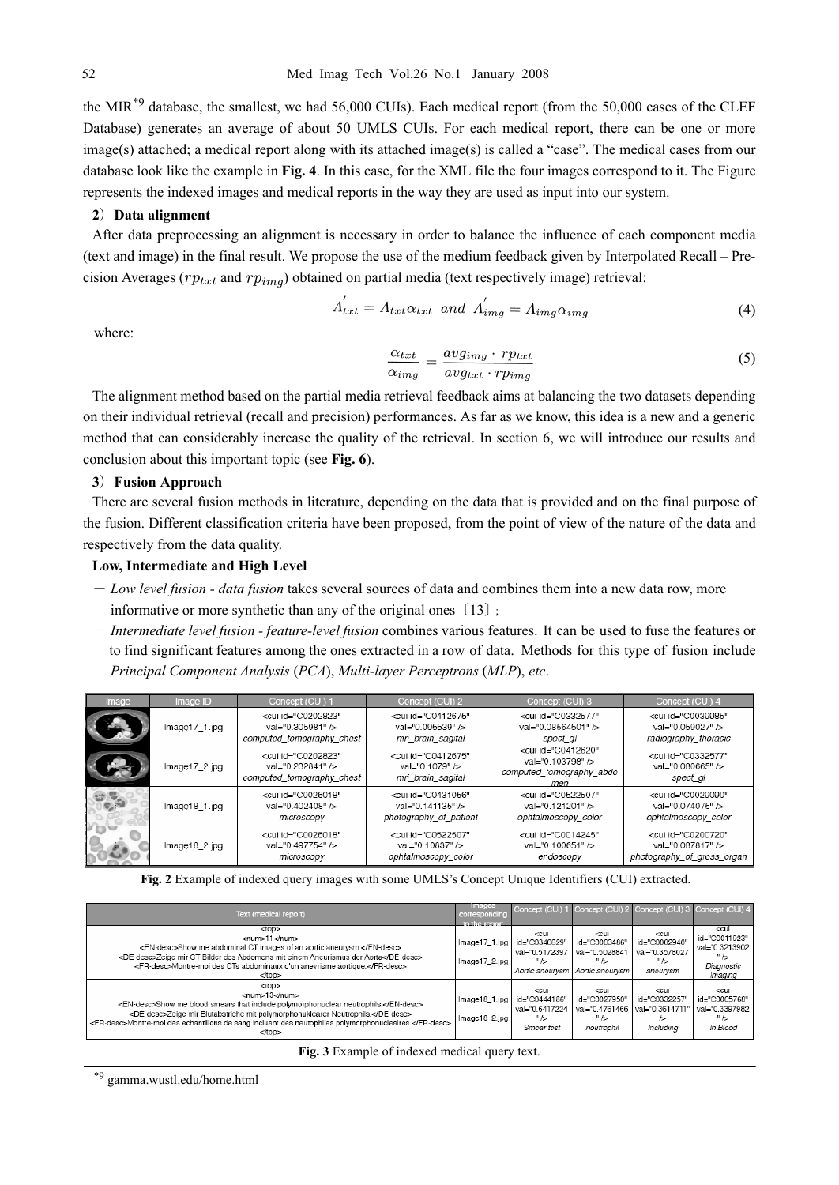the MIR[*9] database, the smallest, we had 56,000 CUIs). Each medical report (from the 50,000 cases of the CLEF Database) generates an average of about 50 UMLS CUIs. For each medical report, there can be one or more image(s) attached; a medical report along with its attached image(s) is called a "case". The medical cases from our database look like the example in **Fig. 4**. In this case, for the XML file the four images correspond to it. The Figure represents the indexed images and medical reports in the way they are used as input into our system.

**2）Data alignment**

After data preprocessing an alignment is necessary in order to balance the influence of each component media (text and image) in the final result. We propose the use of the medium feedback given by Interpolated Recall – Precision Averages ($rp_{txt}$ and $rp_{img}$) obtained on partial media (text respectively image) retrieval:

$$\Lambda_{txt}^{'} = \Lambda_{txt}\alpha_{txt} \ \ and \ \ \Lambda_{img}^{'} = \Lambda_{img}\alpha_{img} \tag{4}$$

where:

$$\frac{\alpha_{txt}}{\alpha_{img}} = \frac{avg_{img} \cdot rp_{txt}}{avg_{txt} \cdot rp_{img}} \tag{5}$$

The alignment method based on the partial media retrieval feedback aims at balancing the two datasets depending on their individual retrieval (recall and precision) performances. As far as we know, this idea is a new and a generic method that can considerably increase the quality of the retrieval. In section 6, we will introduce our results and conclusion about this important topic (see **Fig. 6**).

**3）Fusion Approach**

There are several fusion methods in literature, depending on the data that is provided and on the final purpose of the fusion. Different classification criteria have been proposed, from the point of view of the nature of the data and respectively from the data quality.

**Low, Intermediate and High Level**

- *Low level fusion - data fusion* takes several sources of data and combines them into a new data row, more informative or more synthetic than any of the original ones〔13〕;
- *Intermediate level fusion - feature-level fusion* combines various features. It can be used to fuse the features or to find significant features among the ones extracted in a row of data. Methods for this type of fusion include *Principal Component Analysis* (*PCA*), *Multi-layer Perceptrons* (*MLP*), *etc*.

| Image | Image ID | Concept (CUI) 1 | Concept (CUI) 2 | Concept (CUI) 3 | Concept (CUI) 4 |
|---|---|---|---|---|---|
| | Image17_1.jpg | <cui id="C0202823" val="0.305981" /> computed_tomography_chest | <cui id="C0412675" val="0.095539" /> mri_brain_sagital | <cui id="C0332577" val="0.08564501" /> spect_gi | <cui id="C0039985" val="0.059027" /> radiography_thoracic |
| | Image17_2.jpg | <cui id="C0202823" val="0.232841" /> computed_tomography_chest | <cui id="C0412675" val="0.1079" /> mri_brain_sagital | <cui id="C0412620" val="0.103798" /> computed_tomography_abdomen | <cui id="C0332577" val="0.080665" /> spect_gi |
| | Image18_1.jpg | <cui id="C0026018" val="0.402406" /> microscopy | <cui id="C0431056" val="0.141135" /> photography_of_patient | <cui id="C0522507" val="0.121201" /> ophtalmoscopy_color | <cui id="C0029090" val="0.074075" /> ophtalmoscopy_color |
| | Image18_2.jpg | <cui id="C0026018" val="0.497754" /> microscopy | <cui id="C0522507" val="0.10837" /> ophtalmoscopy_color | <cui id="C0014245" val="0.100651" /> endoscopy | <cui id="C0200720" val="0.087817" /> photography_of_gross_organ |

**Fig. 2** Example of indexed query images with some UMLS's Concept Unique Identifiers (CUI) extracted.

| Text (medical report) | Images corresponding to the report | Concept (CUI) 1 | Concept (CUI) 2 | Concept (CUI) 3 | Concept (CUI) 4 |
|---|---|---|---|---|---|
| <top> <num>11</num> <EN-desc>Show me abdominal CT images of an aortic aneurysm.</EN-desc> <DE-desc>Zeige mir CT Bilder des Abdomens mit einem Aneurismus der Aorta</DE-desc> <FR-desc>Montre-moi des CTs abdominaux d'un anevrisme aortique.</FR-desc> </top> | Image17_1.jpg Image17_2.jpg | <cui id="C0340629" val="0.5172357" /> Aortic aneurysm | <cui id="C0003486" val="0.5028841" /> Aortic aneurysm | <cui id="C0002940" val="0.3578027" /> aneurysm | <cui id="C0011923" val="0.3213902" /> Diagnostic imaging |
| <top> <num>13</num> <EN-desc>Show me blood smears that include polymorphonuclear neutrophils.</EN-desc> <DE-desc>Zeige mir Blutabstriche mit polymorphonuklearer Neutrophils.</DE-desc> <FR-desc>Montre-moi des echantillons de sang incluant des neutophiles polymorphonucleaires.</FR-desc> </top> | Image18_1.jpg Image18_2.jpg | <cui id="C0444186" val="0.6417224" /> Smear test | <cui id="C0027950" val="0.4761466" /> neutrophil | <cui id="C0332257" val="0.3614711" /> Including | <cui id="C0005768" val="0.3397962" /> In Blood |

**Fig. 3** Example of indexed medical query text.

*9 gamma.wustl.edu/home.html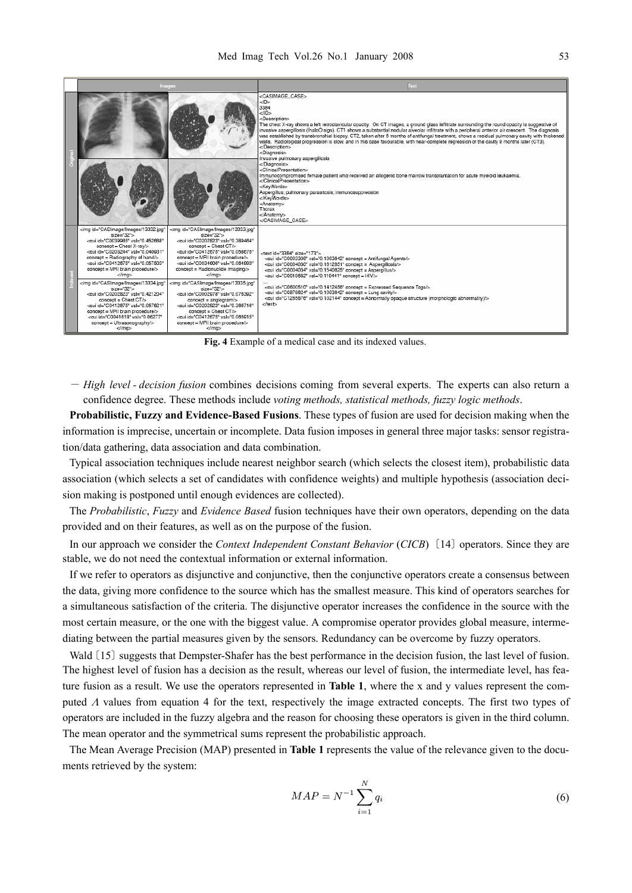| | Images | | Text |
|---|---|---|---|
| Original | | | <CASIMAGE_CASE> <ID> 3384 </ID> <Description> The chest X-ray shows a left retroclavicular opacity. On CT images, a ground glass infiltrate surrounding the round opacity is suggestive of invasive aspergillosis (HaloO sign). CT1 shows a substantial nodular alveolar infiltrate with a peripheral anterior air crescent. The diagnosis was established by transbronchial biopsy. CT2, taken after 6 months of antifungal treatment, shows a residual pulmonary cavity with thickened walls. Radiological progression is slow, and in this case favourable, with near-complete regression of the cavity 9 months later (CT3). </Description> <Diagnosis> Invasive pulmonary aspergillosis </Diagnosis> <ClinicalPresentation> Immunocompromised female patient who received an allogenic bone marrow transplantation for acute myeloid leukaemia. </ClinicalPresentation> <KeyWords> Aspergillus; pulmonary parasitosis; immunosuppression </KeyWords> <Anatomy> Thorax </Anatomy> </CASIMAGE_CASE> |
| Indexed | <img id="CASImage/Images/13332.jpg" size="32"> <cui id="C0039985" val="0.452698" concept = Chest X-ray/> <cui id="C0203244" val="0.040931" concept = Radiography of hand/> <cui id="C0412675" val="0.057503" concept = MRI brain procedure/> </img> | <img id="CASImage/Images/13333.jpg" size="32"> <cui id="C0202823" val="0.389464" concept = Chest CT/> <cui id="C0412675" val="0.056078" concept = MRI brain procedure/> <cui id="C0034606" val="0.064993" concept = Radionuclide imaging/> </img> | <text id="3384" size="173"> <cui id="C0003308" val="0.1003642" concept = Antifungal Agents/> <cui id="C0004030" val="0.1512851" concept = Aspergillosis/> <cui id="C0004034" val="0.1540825" concept = Aspergillus/> <cui id="C0019682" val="0.119441" concept = HIV/> ... <cui id="C0600510" val="0.1412456" concept = Expressed Sequence Tags/> <cui id="C0876824" val="0.1003642" concept = Lung cavity/> <cui id="C1285576" val="0.102144" concept = Abnormally opaque structure (morphologic abnormality)/> </text> |
| | <img id="CASImage/Images/13334.jpg" size="32"> <cui id="C0202823" val="0.421204" concept = Chest CT/> <cui id="C0412675" val="0.057621" concept = MRI brain procedure/> <cui id="C0041618" val="0.06277" concept = Ultrasonography/> </img> | <img id="CASImage/Images/13335.jpg" size="32"> <cui id="C0002978" val="0.075392" concept = angiogram/> <cui id="C0202823" val="0.368716" concept = Chest CT/> <cui id="C0412675" val="0.065015" concept = MRI brain procedure/> </img> | |

**Fig. 4** Example of a medical case and its indexed values.

— *High level - decision fusion* combines decisions coming from several experts. The experts can also return a confidence degree. These methods include *voting methods, statistical methods, fuzzy logic methods*.

**Probabilistic, Fuzzy and Evidence-Based Fusions**. These types of fusion are used for decision making when the information is imprecise, uncertain or incomplete. Data fusion imposes in general three major tasks: sensor registration/data gathering, data association and data combination.

Typical association techniques include nearest neighbor search (which selects the closest item), probabilistic data association (which selects a set of candidates with confidence weights) and multiple hypothesis (association decision making is postponed until enough evidences are collected).

The *Probabilistic*, *Fuzzy* and *Evidence Based* fusion techniques have their own operators, depending on the data provided and on their features, as well as on the purpose of the fusion.

In our approach we consider the *Context Independent Constant Behavior* (*CICB*) [14] operators. Since they are stable, we do not need the contextual information or external information.

If we refer to operators as disjunctive and conjunctive, then the conjunctive operators create a consensus between the data, giving more confidence to the source which has the smallest measure. This kind of operators searches for a simultaneous satisfaction of the criteria. The disjunctive operator increases the confidence in the source with the most certain measure, or the one with the biggest value. A compromise operator provides global measure, intermediating between the partial measures given by the sensors. Redundancy can be overcome by fuzzy operators.

Wald [15] suggests that Dempster-Shafer has the best performance in the decision fusion, the last level of fusion. The highest level of fusion has a decision as the result, whereas our level of fusion, the intermediate level, has feature fusion as a result. We use the operators represented in **Table 1**, where the x and y values represent the computed $\Lambda$ values from equation 4 for the text, respectively the image extracted concepts. The first two types of operators are included in the fuzzy algebra and the reason for choosing these operators is given in the third column. The mean operator and the symmetrical sums represent the probabilistic approach.

The Mean Average Precision (MAP) presented in **Table 1** represents the value of the relevance given to the documents retrieved by the system:

$$MAP = N^{-1} \sum_{i=1}^{N} q_i \tag{6}$$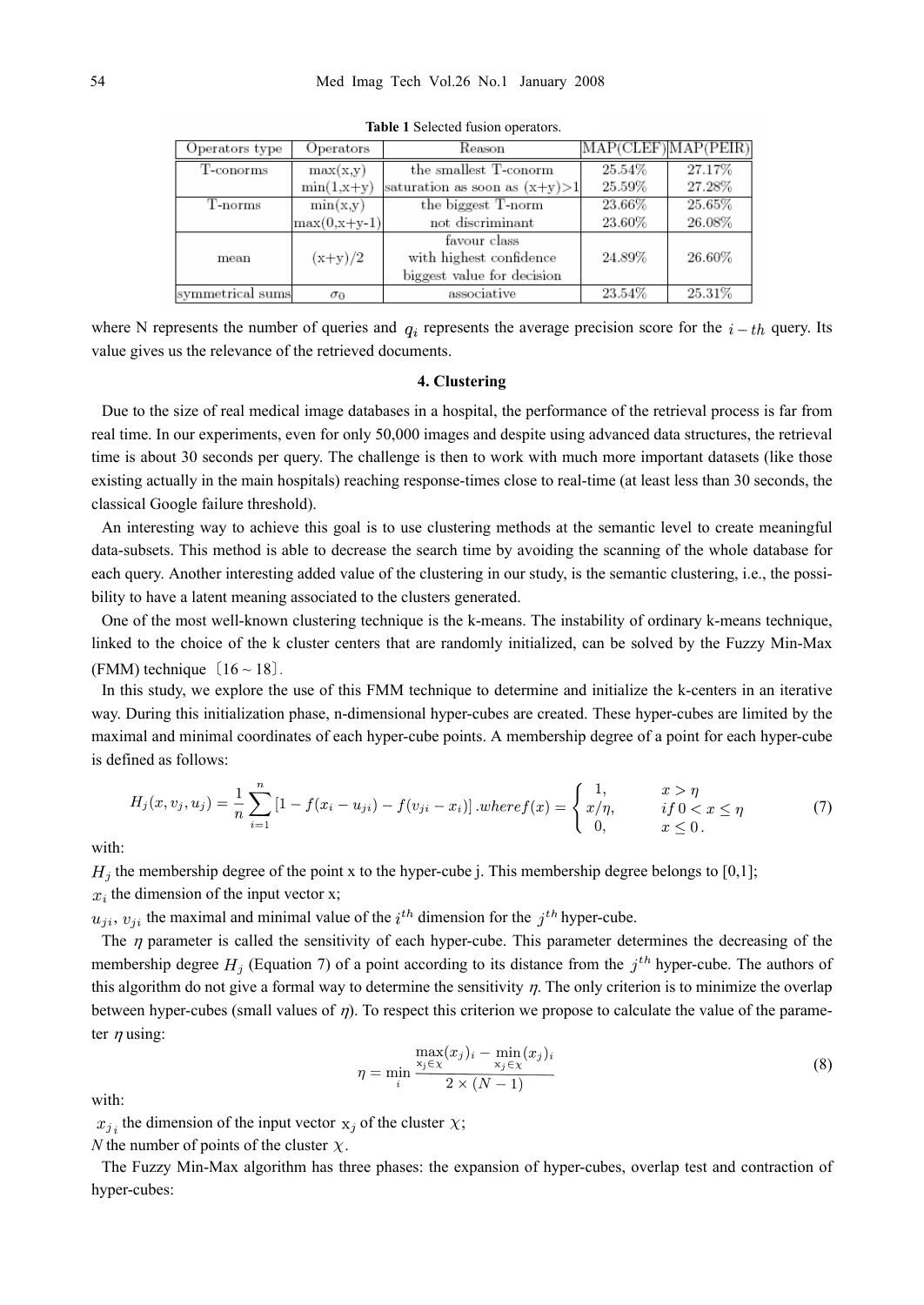**Table 1** Selected fusion operators.

| Operators type | Operators | Reason | MAP(CLEF) | MAP(PEIR) |
|---|---|---|---|---|
| T-conorms | max(x,y) | the smallest T-conorm | 25.54% | 27.17% |
| | min(1,x+y) | saturation as soon as (x+y)>1 | 25.59% | 27.28% |
| T-norms | min(x,y) | the biggest T-norm | 23.66% | 25.65% |
| | max(0,x+y-1) | not discriminant | 23.60% | 26.08% |
| mean | (x+y)/2 | favour class with highest confidence biggest value for decision | 24.89% | 26.60% |
| symmetrical sums | $\sigma_0$ | associative | 23.54% | 25.31% |

where N represents the number of queries and $q_i$ represents the average precision score for the $i-th$ query. Its value gives us the relevance of the retrieved documents.

## 4. Clustering

Due to the size of real medical image databases in a hospital, the performance of the retrieval process is far from real time. In our experiments, even for only 50,000 images and despite using advanced data structures, the retrieval time is about 30 seconds per query. The challenge is then to work with much more important datasets (like those existing actually in the main hospitals) reaching response-times close to real-time (at least less than 30 seconds, the classical Google failure threshold).

An interesting way to achieve this goal is to use clustering methods at the semantic level to create meaningful data-subsets. This method is able to decrease the search time by avoiding the scanning of the whole database for each query. Another interesting added value of the clustering in our study, is the semantic clustering, i.e., the possibility to have a latent meaning associated to the clusters generated.

One of the most well-known clustering technique is the k-means. The instability of ordinary k-means technique, linked to the choice of the k cluster centers that are randomly initialized, can be solved by the Fuzzy Min-Max (FMM) technique [16 ~ 18].

In this study, we explore the use of this FMM technique to determine and initialize the k-centers in an iterative way. During this initialization phase, n-dimensional hyper-cubes are created. These hyper-cubes are limited by the maximal and minimal coordinates of each hyper-cube points. A membership degree of a point for each hyper-cube is defined as follows:

$$H_j(x, v_j, u_j) = \frac{1}{n}\sum_{i=1}^{n}\left[1 - f(x_i - u_{ji}) - f(v_{ji} - x_i)\right].where f(x) = \begin{cases} 1, & x > \eta \\ x/\eta, & if\, 0 < x \leq \eta \\ 0, & x \leq 0\,. \end{cases} \tag{7}$$

with:

$H_j$ the membership degree of the point x to the hyper-cube j. This membership degree belongs to [0,1];

$x_i$ the dimension of the input vector x;

$u_{ji}$, $v_{ji}$ the maximal and minimal value of the $i^{th}$ dimension for the $j^{th}$ hyper-cube.

The $\eta$ parameter is called the sensitivity of each hyper-cube. This parameter determines the decreasing of the membership degree $H_j$ (Equation 7) of a point according to its distance from the $j^{th}$ hyper-cube. The authors of this algorithm do not give a formal way to determine the sensitivity $\eta$. The only criterion is to minimize the overlap between hyper-cubes (small values of $\eta$). To respect this criterion we propose to calculate the value of the parameter $\eta$ using:

$$\eta = \min_i \frac{\max\limits_{x_j \in \chi}(x_j)_i - \min\limits_{x_j \in \chi}(x_j)_i}{2 \times (N-1)} \tag{8}$$

with:

$x_{j_i}$ the dimension of the input vector $x_j$ of the cluster $\chi$;

*N* the number of points of the cluster $\chi$.

The Fuzzy Min-Max algorithm has three phases: the expansion of hyper-cubes, overlap test and contraction of hyper-cubes: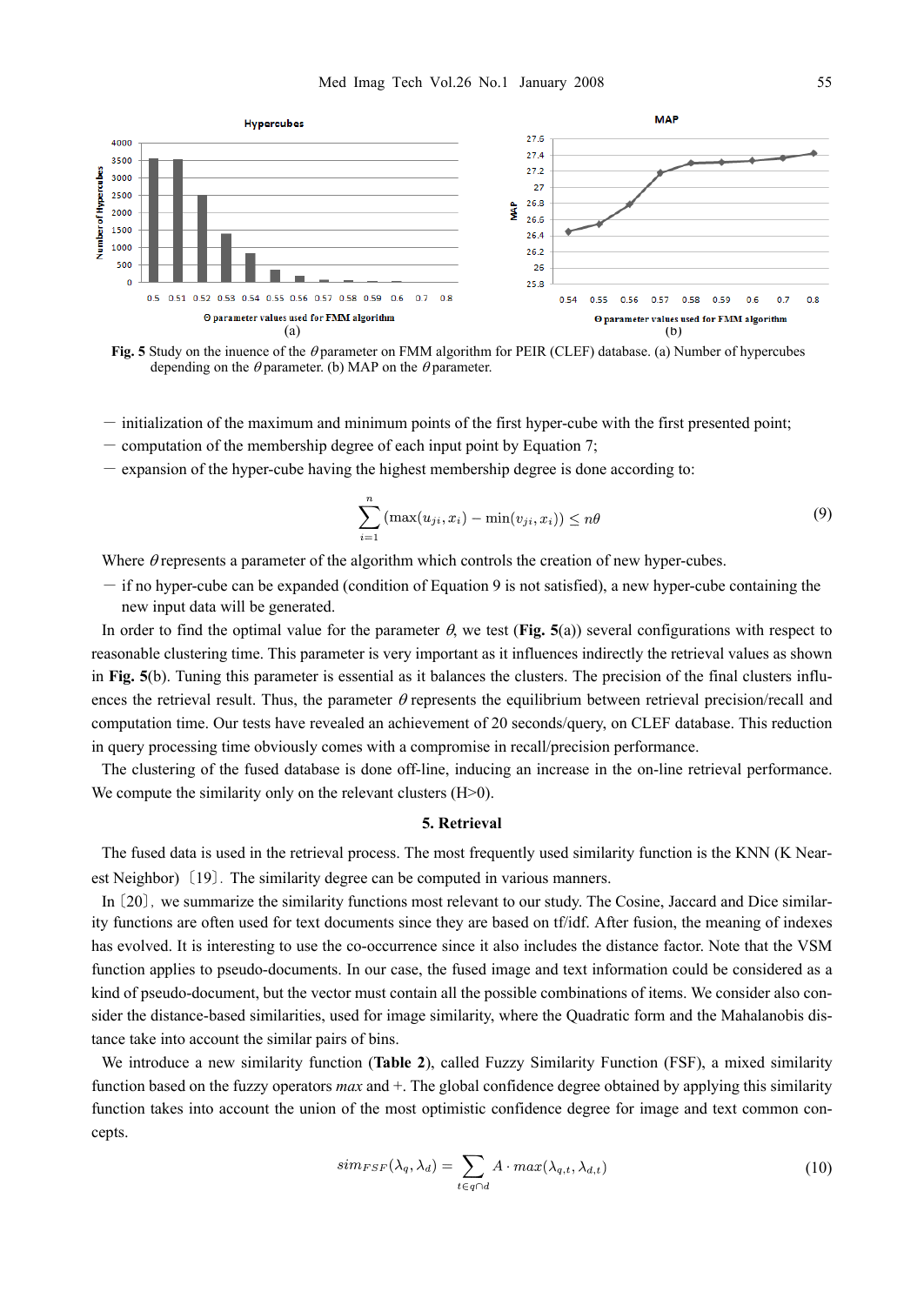Fig. 5 Study on the inuence of the $\theta$ parameter on FMM algorithm for PEIR (CLEF) database. (a) Number of hypercubes depending on the $\theta$ parameter. (b) MAP on the $\theta$ parameter.

- initialization of the maximum and minimum points of the first hyper-cube with the first presented point;
- computation of the membership degree of each input point by Equation 7;
- expansion of the hyper-cube having the highest membership degree is done according to:

$$\sum_{i=1}^{n} (\max(u_{ji}, x_i) - \min(v_{ji}, x_i)) \leq n\theta \tag{9}$$

Where $\theta$ represents a parameter of the algorithm which controls the creation of new hyper-cubes.

- if no hyper-cube can be expanded (condition of Equation 9 is not satisfied), a new hyper-cube containing the new input data will be generated.

In order to find the optimal value for the parameter $\theta$, we test (**Fig. 5**(a)) several configurations with respect to reasonable clustering time. This parameter is very important as it influences indirectly the retrieval values as shown in **Fig. 5**(b). Tuning this parameter is essential as it balances the clusters. The precision of the final clusters influences the retrieval result. Thus, the parameter $\theta$ represents the equilibrium between retrieval precision/recall and computation time. Our tests have revealed an achievement of 20 seconds/query, on CLEF database. This reduction in query processing time obviously comes with a compromise in recall/precision performance.

The clustering of the fused database is done off-line, inducing an increase in the on-line retrieval performance. We compute the similarity only on the relevant clusters (H>0).

## 5. Retrieval

The fused data is used in the retrieval process. The most frequently used similarity function is the KNN (K Nearest Neighbor) [19]. The similarity degree can be computed in various manners.

In [20], we summarize the similarity functions most relevant to our study. The Cosine, Jaccard and Dice similarity functions are often used for text documents since they are based on tf/idf. After fusion, the meaning of indexes has evolved. It is interesting to use the co-occurrence since it also includes the distance factor. Note that the VSM function applies to pseudo-documents. In our case, the fused image and text information could be considered as a kind of pseudo-document, but the vector must contain all the possible combinations of items. We consider also consider the distance-based similarities, used for image similarity, where the Quadratic form and the Mahalanobis distance take into account the similar pairs of bins.

We introduce a new similarity function (**Table 2**), called Fuzzy Similarity Function (FSF), a mixed similarity function based on the fuzzy operators *max* and +. The global confidence degree obtained by applying this similarity function takes into account the union of the most optimistic confidence degree for image and text common concepts.

$$sim_{FSF}(\lambda_q, \lambda_d) = \sum_{t \in q \cap d} A \cdot max(\lambda_{q,t}, \lambda_{d,t}) \tag{10}$$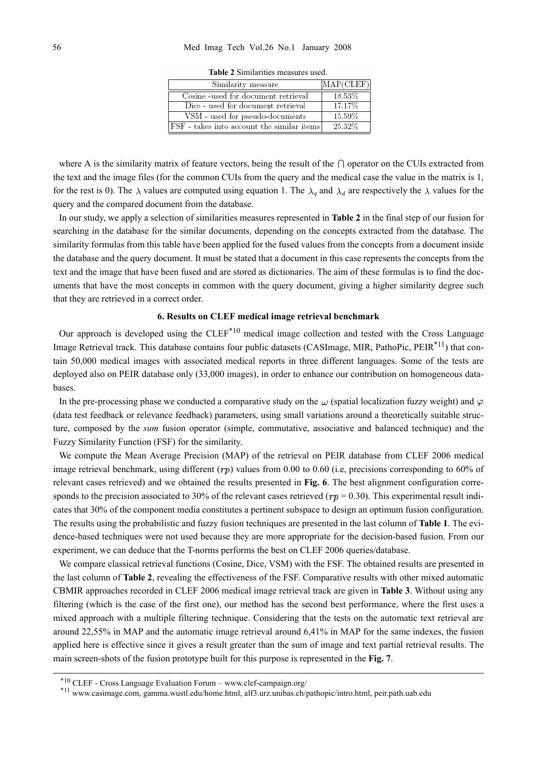**Table 2** Similarities measures used.

| Similarity measure | MAP(CLEF) |
|---|---|
| Cosine -used for document retrieval | 18.53% |
| Dice - used for document retrieval | 17.17% |
| VSM - used for pseudo-documents | 15.59% |
| FSF - takes into account the similar items | 25.32% |

where A is the similarity matrix of feature vectors, being the result of the $\cap$ operator on the CUIs extracted from the text and the image files (for the common CUIs from the query and the medical case the value in the matrix is 1, for the rest is 0). The $\lambda$ values are computed using equation 1. The $\lambda_q$ and $\lambda_d$ are respectively the $\lambda$ values for the query and the compared document from the database.

In our study, we apply a selection of similarities measures represented in **Table 2** in the final step of our fusion for searching in the database for the similar documents, depending on the concepts extracted from the database. The similarity formulas from this table have been applied for the fused values from the concepts from a document inside the database and the query document. It must be stated that a document in this case represents the concepts from the text and the image that have been fused and are stored as dictionaries. The aim of these formulas is to find the documents that have the most concepts in common with the query document, giving a higher similarity degree such that they are retrieved in a correct order.

## 6. Results on CLEF medical image retrieval benchmark

Our approach is developed using the CLEF[*10] medical image collection and tested with the Cross Language Image Retrieval track. This database contains four public datasets (CASImage, MIR, PathoPic, PEIR[*11]) that contain 50,000 medical images with associated medical reports in three different languages. Some of the tests are deployed also on PEIR database only (33,000 images), in order to enhance our contribution on homogeneous databases.

In the pre-processing phase we conducted a comparative study on the $\omega$ (spatial localization fuzzy weight) and $\varphi$ (data test feedback or relevance feedback) parameters, using small variations around a theoretically suitable structure, composed by the *sum* fusion operator (simple, commutative, associative and balanced technique) and the Fuzzy Similarity Function (FSF) for the similarity.

We compute the Mean Average Precision (MAP) of the retrieval on PEIR database from CLEF 2006 medical image retrieval benchmark, using different ($rp$) values from 0.00 to 0.60 (i.e, precisions corresponding to 60% of relevant cases retrieved) and we obtained the results presented in **Fig. 6**. The best alignment configuration corresponds to the precision associated to 30% of the relevant cases retrieved ($rp$ = 0.30). This experimental result indicates that 30% of the component media constitutes a pertinent subspace to design an optimum fusion configuration. The results using the probabilistic and fuzzy fusion techniques are presented in the last column of **Table 1**. The evidence-based techniques were not used because they are more appropriate for the decision-based fusion. From our experiment, we can deduce that the T-norms performs the best on CLEF 2006 queries/database.

We compare classical retrieval functions (Cosine, Dice, VSM) with the FSF. The obtained results are presented in the last column of **Table 2**, revealing the effectiveness of the FSF. Comparative results with other mixed automatic CBMIR approaches recorded in CLEF 2006 medical image retrieval track are given in **Table 3**. Without using any filtering (which is the case of the first one), our method has the second best performance, where the first uses a mixed approach with a multiple filtering technique. Considering that the tests on the automatic text retrieval are around 22,55% in MAP and the automatic image retrieval around 6,41% in MAP for the same indexes, the fusion applied here is effective since it gives a result greater than the sum of image and text partial retrieval results. The main screen-shots of the fusion prototype built for this purpose is represented in the **Fig. 7**.

---

[*10] CLEF - Cross Language Evaluation Forum – www.clef-campaign.org/

[*11] www.casimage.com, gamma.wustl.edu/home.html, alf3.urz.unibas.ch/pathopic/intro.html, peir.path.uab.edu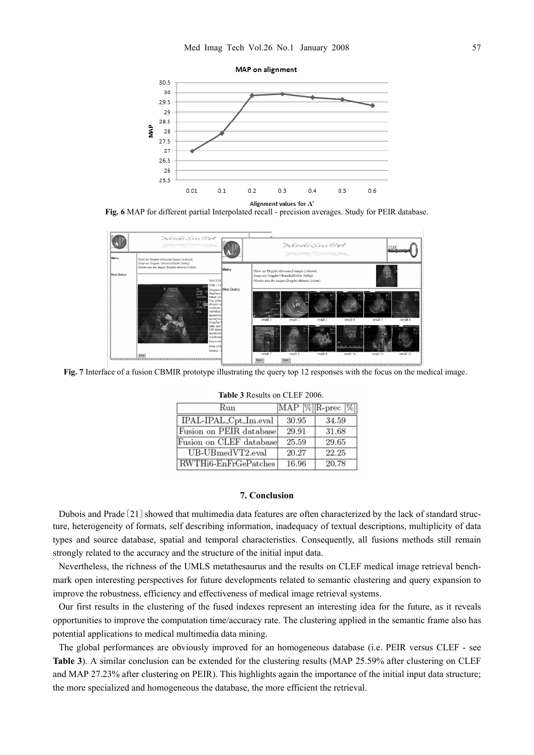**Fig. 6** MAP for different partial Interpolated recall - precision averages. Study for PEIR database.

**Fig. 7** Interface of a fusion CBMIR prototype illustrating the query top 12 responses with the focus on the medical image.

**Table 3** Results on CLEF 2006.

| Run | MAP [%] | R-prec [%] |
|---|---|---|
| IPAL-IPAL_Cpt_Im.eval | 30.95 | 34.59 |
| Fusion on PEIR database | 29.91 | 31.68 |
| Fusion on CLEF database | 25.59 | 29.65 |
| UB-UBmedVT2.eval | 20.27 | 22.25 |
| RWTHi6-EnFrGePatches | 16.96 | 20.78 |

## 7. Conclusion

Dubois and Prade [21] showed that multimedia data features are often characterized by the lack of standard structure, heterogeneity of formats, self describing information, inadequacy of textual descriptions, multiplicity of data types and source database, spatial and temporal characteristics. Consequently, all fusions methods still remain strongly related to the accuracy and the structure of the initial input data.

Nevertheless, the richness of the UMLS metathesaurus and the results on CLEF medical image retrieval benchmark open interesting perspectives for future developments related to semantic clustering and query expansion to improve the robustness, efficiency and effectiveness of medical image retrieval systems.

Our first results in the clustering of the fused indexes represent an interesting idea for the future, as it reveals opportunities to improve the computation time/accuracy rate. The clustering applied in the semantic frame also has potential applications to medical multimedia data mining.

The global performances are obviously improved for an homogeneous database (i.e. PEIR versus CLEF - see **Table 3**). A similar conclusion can be extended for the clustering results (MAP 25.59% after clustering on CLEF and MAP 27.23% after clustering on PEIR). This highlights again the importance of the initial input data structure; the more specialized and homogeneous the database, the more efficient the retrieval.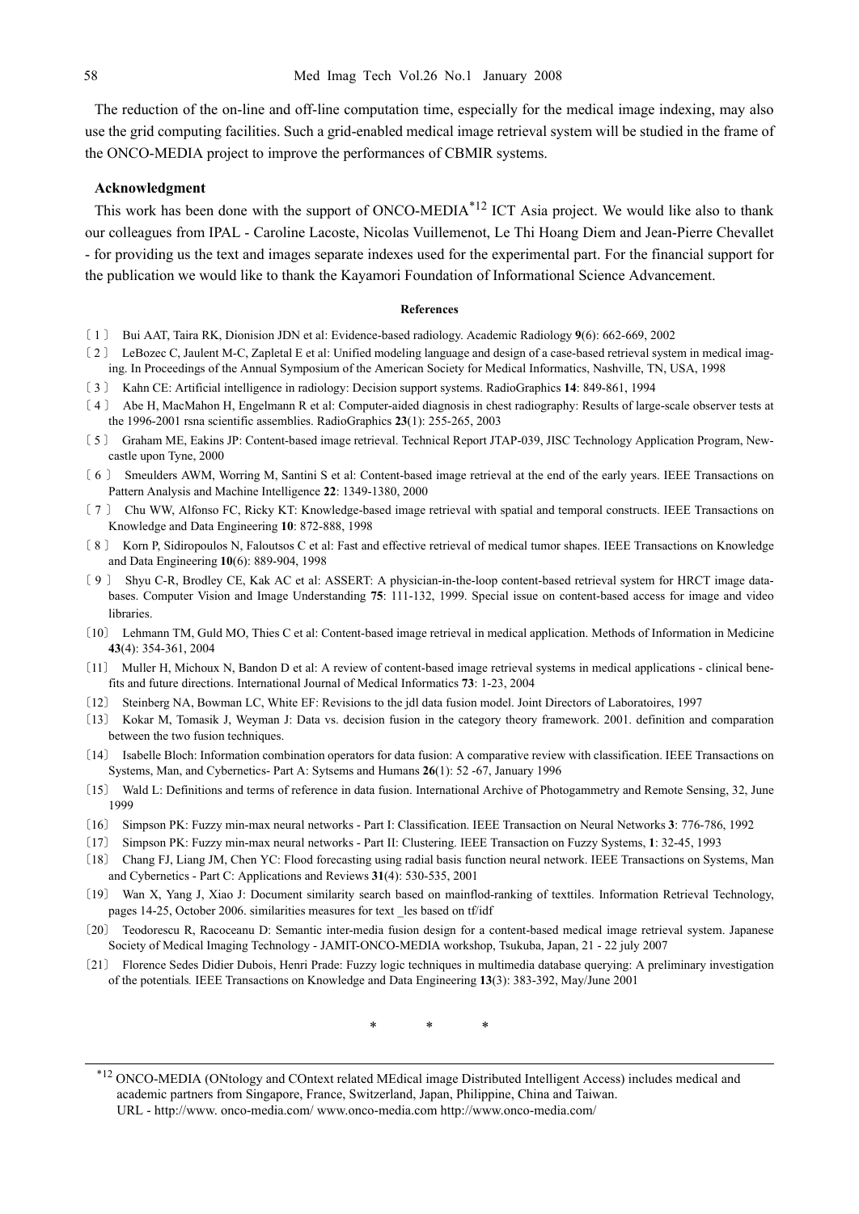The reduction of the on-line and off-line computation time, especially for the medical image indexing, may also use the grid computing facilities. Such a grid-enabled medical image retrieval system will be studied in the frame of the ONCO-MEDIA project to improve the performances of CBMIR systems.

### Acknowledgment

This work has been done with the support of ONCO-MEDIA*12 ICT Asia project. We would like also to thank our colleagues from IPAL - Caroline Lacoste, Nicolas Vuillemenot, Le Thi Hoang Diem and Jean-Pierre Chevallet - for providing us the text and images separate indexes used for the experimental part. For the financial support for the publication we would like to thank the Kayamori Foundation of Informational Science Advancement.

### References

〔1〕 Bui AAT, Taira RK, Dionision JDN et al: Evidence-based radiology. Academic Radiology **9**(6): 662-669, 2002

〔2〕 LeBozec C, Jaulent M-C, Zapletal E et al: Unified modeling language and design of a case-based retrieval system in medical imaging. In Proceedings of the Annual Symposium of the American Society for Medical Informatics, Nashville, TN, USA, 1998

〔3〕 Kahn CE: Artificial intelligence in radiology: Decision support systems. RadioGraphics **14**: 849-861, 1994

〔4〕 Abe H, MacMahon H, Engelmann R et al: Computer-aided diagnosis in chest radiography: Results of large-scale observer tests at the 1996-2001 rsna scientific assemblies. RadioGraphics **23**(1): 255-265, 2003

〔5〕 Graham ME, Eakins JP: Content-based image retrieval. Technical Report JTAP-039, JISC Technology Application Program, Newcastle upon Tyne, 2000

〔6〕 Smeulders AWM, Worring M, Santini S et al: Content-based image retrieval at the end of the early years. IEEE Transactions on Pattern Analysis and Machine Intelligence **22**: 1349-1380, 2000

〔7〕 Chu WW, Alfonso FC, Ricky KT: Knowledge-based image retrieval with spatial and temporal constructs. IEEE Transactions on Knowledge and Data Engineering **10**: 872-888, 1998

〔8〕 Korn P, Sidiropoulos N, Faloutsos C et al: Fast and effective retrieval of medical tumor shapes. IEEE Transactions on Knowledge and Data Engineering **10**(6): 889-904, 1998

〔9〕 Shyu C-R, Brodley CE, Kak AC et al: ASSERT: A physician-in-the-loop content-based retrieval system for HRCT image databases. Computer Vision and Image Understanding **75**: 111-132, 1999. Special issue on content-based access for image and video libraries.

〔10〕 Lehmann TM, Guld MO, Thies C et al: Content-based image retrieval in medical application. Methods of Information in Medicine **43**(4): 354-361, 2004

〔11〕 Muller H, Michoux N, Bandon D et al: A review of content-based image retrieval systems in medical applications - clinical benefits and future directions. International Journal of Medical Informatics **73**: 1-23, 2004

〔12〕 Steinberg NA, Bowman LC, White EF: Revisions to the jdl data fusion model. Joint Directors of Laboratoires, 1997

〔13〕 Kokar M, Tomasik J, Weyman J: Data vs. decision fusion in the category theory framework. 2001. definition and comparation between the two fusion techniques.

〔14〕 Isabelle Bloch: Information combination operators for data fusion: A comparative review with classification. IEEE Transactions on Systems, Man, and Cybernetics- Part A: Sytsems and Humans **26**(1): 52 -67, January 1996

〔15〕 Wald L: Definitions and terms of reference in data fusion. International Archive of Photogammetry and Remote Sensing, 32, June 1999

〔16〕 Simpson PK: Fuzzy min-max neural networks - Part I: Classification. IEEE Transaction on Neural Networks **3**: 776-786, 1992

〔17〕 Simpson PK: Fuzzy min-max neural networks - Part II: Clustering. IEEE Transaction on Fuzzy Systems, **1**: 32-45, 1993

〔18〕 Chang FJ, Liang JM, Chen YC: Flood forecasting using radial basis function neural network. IEEE Transactions on Systems, Man and Cybernetics - Part C: Applications and Reviews **31**(4): 530-535, 2001

〔19〕 Wan X, Yang J, Xiao J: Document similarity search based on mainflod-ranking of texttiles. Information Retrieval Technology, pages 14-25, October 2006. similarities measures for text _les based on tf/idf

〔20〕 Teodorescu R, Racoceanu D: Semantic inter-media fusion design for a content-based medical image retrieval system. Japanese Society of Medical Imaging Technology - JAMIT-ONCO-MEDIA workshop, Tsukuba, Japan, 21 - 22 july 2007

〔21〕 Florence Sedes Didier Dubois, Henri Prade: Fuzzy logic techniques in multimedia database querying: A preliminary investigation of the potentials*.* IEEE Transactions on Knowledge and Data Engineering **13**(3): 383-392, May/June 2001

\* \* \*

---

*12 ONCO-MEDIA (ONtology and COntext related MEdical image Distributed Intelligent Access) includes medical and academic partners from Singapore, France, Switzerland, Japan, Philippine, China and Taiwan.
URL - http://www. onco-media.com/ www.onco-media.com http://www.onco-media.com/